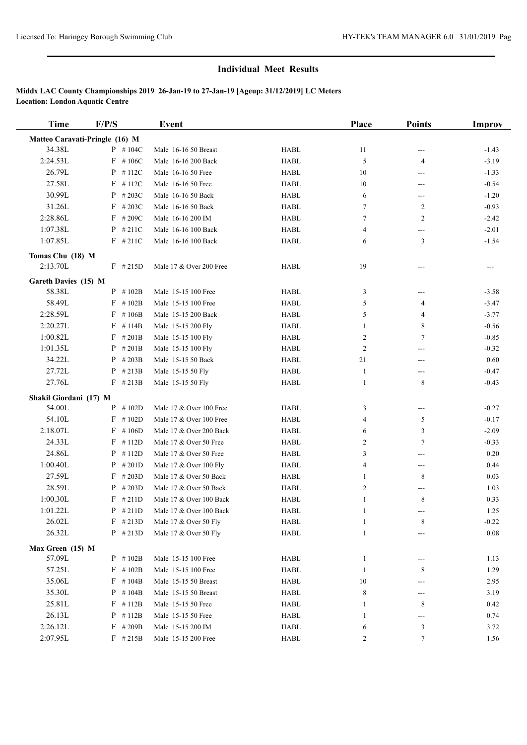## Individual Meet Results

**Middx LAC County Championships 2019 26-Jan-19 to 27-Jan-19 [Ageup: 31/12/2019] LC Meters**
**Location: London Aquatic Centre**

| Time | F/P/S | | Event | | Place | Points | Improv |
|---|---|---|---|---|---|---|---|
| **Matteo Caravati-Pringle (16) M** | | | | | | | |
| 34.38L | P | #104C | Male 16-16 50 Breast | HABL | 11 | --- | -1.43 |
| 2:24.53L | F | #106C | Male 16-16 200 Back | HABL | 5 | 4 | -3.19 |
| 26.79L | P | #112C | Male 16-16 50 Free | HABL | 10 | --- | -1.33 |
| 27.58L | F | #112C | Male 16-16 50 Free | HABL | 10 | --- | -0.54 |
| 30.99L | P | #203C | Male 16-16 50 Back | HABL | 6 | --- | -1.20 |
| 31.26L | F | #203C | Male 16-16 50 Back | HABL | 7 | 2 | -0.93 |
| 2:28.86L | F | #209C | Male 16-16 200 IM | HABL | 7 | 2 | -2.42 |
| 1:07.38L | P | #211C | Male 16-16 100 Back | HABL | 4 | --- | -2.01 |
| 1:07.85L | F | #211C | Male 16-16 100 Back | HABL | 6 | 3 | -1.54 |
| **Tomas Chu (18) M** | | | | | | | |
| 2:13.70L | F | #215D | Male 17 & Over 200 Free | HABL | 19 | --- | --- |
| **Gareth Davies (15) M** | | | | | | | |
| 58.38L | P | #102B | Male 15-15 100 Free | HABL | 3 | --- | -3.58 |
| 58.49L | F | #102B | Male 15-15 100 Free | HABL | 5 | 4 | -3.47 |
| 2:28.59L | F | #106B | Male 15-15 200 Back | HABL | 5 | 4 | -3.77 |
| 2:20.27L | F | #114B | Male 15-15 200 Fly | HABL | 1 | 8 | -0.56 |
| 1:00.82L | F | #201B | Male 15-15 100 Fly | HABL | 2 | 7 | -0.85 |
| 1:01.35L | P | #201B | Male 15-15 100 Fly | HABL | 2 | --- | -0.32 |
| 34.22L | P | #203B | Male 15-15 50 Back | HABL | 21 | --- | 0.60 |
| 27.72L | P | #213B | Male 15-15 50 Fly | HABL | 1 | --- | -0.47 |
| 27.76L | F | #213B | Male 15-15 50 Fly | HABL | 1 | 8 | -0.43 |
| **Shakil Giordani (17) M** | | | | | | | |
| 54.00L | P | #102D | Male 17 & Over 100 Free | HABL | 3 | --- | -0.27 |
| 54.10L | F | #102D | Male 17 & Over 100 Free | HABL | 4 | 5 | -0.17 |
| 2:18.07L | F | #106D | Male 17 & Over 200 Back | HABL | 6 | 3 | -2.09 |
| 24.33L | F | #112D | Male 17 & Over 50 Free | HABL | 2 | 7 | -0.33 |
| 24.86L | P | #112D | Male 17 & Over 50 Free | HABL | 3 | --- | 0.20 |
| 1:00.40L | P | #201D | Male 17 & Over 100 Fly | HABL | 4 | --- | 0.44 |
| 27.59L | F | #203D | Male 17 & Over 50 Back | HABL | 1 | 8 | 0.03 |
| 28.59L | P | #203D | Male 17 & Over 50 Back | HABL | 2 | --- | 1.03 |
| 1:00.30L | F | #211D | Male 17 & Over 100 Back | HABL | 1 | 8 | 0.33 |
| 1:01.22L | P | #211D | Male 17 & Over 100 Back | HABL | 1 | --- | 1.25 |
| 26.02L | F | #213D | Male 17 & Over 50 Fly | HABL | 1 | 8 | -0.22 |
| 26.32L | P | #213D | Male 17 & Over 50 Fly | HABL | 1 | --- | 0.08 |
| **Max Green (15) M** | | | | | | | |
| 57.09L | P | #102B | Male 15-15 100 Free | HABL | 1 | --- | 1.13 |
| 57.25L | F | #102B | Male 15-15 100 Free | HABL | 1 | 8 | 1.29 |
| 35.06L | F | #104B | Male 15-15 50 Breast | HABL | 10 | --- | 2.95 |
| 35.30L | P | #104B | Male 15-15 50 Breast | HABL | 8 | --- | 3.19 |
| 25.81L | F | #112B | Male 15-15 50 Free | HABL | 1 | 8 | 0.42 |
| 26.13L | P | #112B | Male 15-15 50 Free | HABL | 1 | --- | 0.74 |
| 2:26.12L | F | #209B | Male 15-15 200 IM | HABL | 6 | 3 | 3.72 |
| 2:07.95L | F | #215B | Male 15-15 200 Free | HABL | 2 | 7 | 1.56 |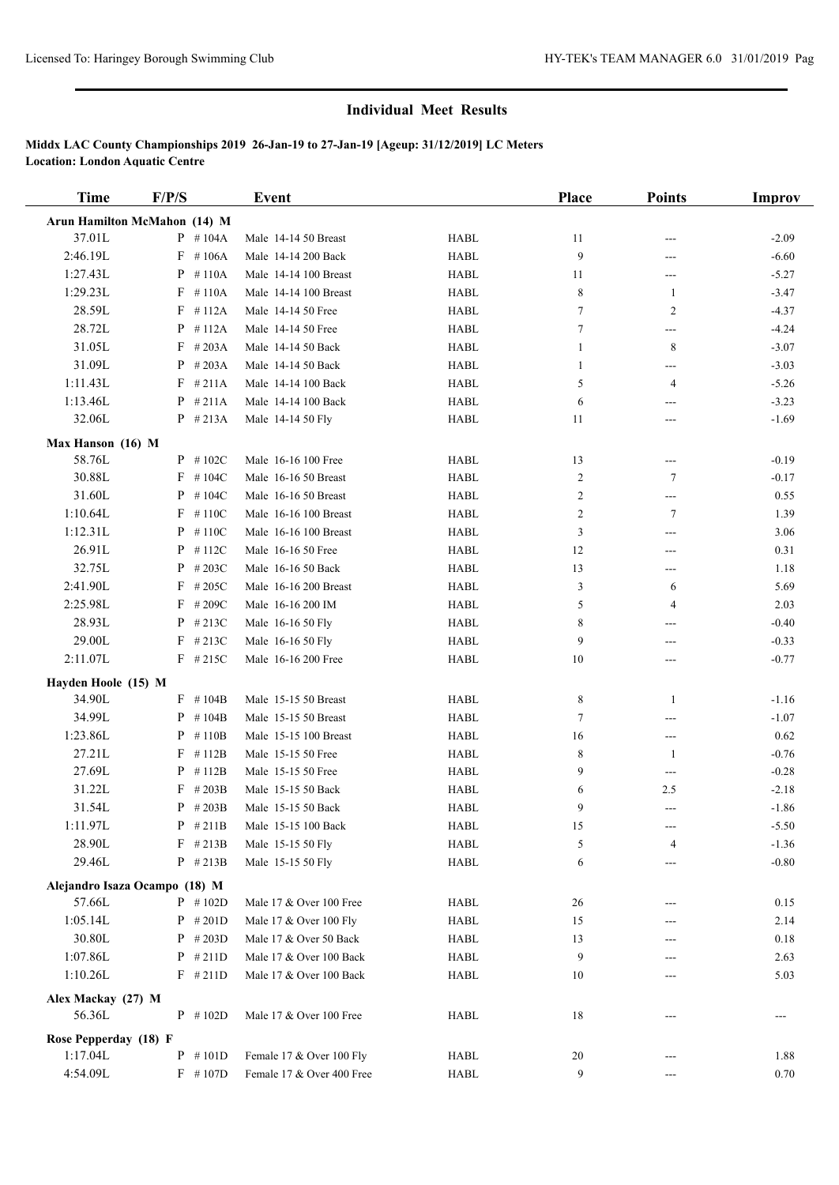## Individual Meet Results

**Middx LAC County Championships 2019 26-Jan-19 to 27-Jan-19 [Ageup: 31/12/2019] LC Meters**
**Location: London Aquatic Centre**

| Time | F/P/S | | Event | | Place | Points | Improv |
|---|---|---|---|---|---|---|---|
| **Arun Hamilton McMahon (14) M** | | | | | | | |
| 37.01L | P | # 104A | Male 14-14 50 Breast | HABL | 11 | --- | -2.09 |
| 2:46.19L | F | # 106A | Male 14-14 200 Back | HABL | 9 | --- | -6.60 |
| 1:27.43L | P | # 110A | Male 14-14 100 Breast | HABL | 11 | --- | -5.27 |
| 1:29.23L | F | # 110A | Male 14-14 100 Breast | HABL | 8 | 1 | -3.47 |
| 28.59L | F | # 112A | Male 14-14 50 Free | HABL | 7 | 2 | -4.37 |
| 28.72L | P | # 112A | Male 14-14 50 Free | HABL | 7 | --- | -4.24 |
| 31.05L | F | # 203A | Male 14-14 50 Back | HABL | 1 | 8 | -3.07 |
| 31.09L | P | # 203A | Male 14-14 50 Back | HABL | 1 | --- | -3.03 |
| 1:11.43L | F | # 211A | Male 14-14 100 Back | HABL | 5 | 4 | -5.26 |
| 1:13.46L | P | # 211A | Male 14-14 100 Back | HABL | 6 | --- | -3.23 |
| 32.06L | P | # 213A | Male 14-14 50 Fly | HABL | 11 | --- | -1.69 |
| **Max Hanson (16) M** | | | | | | | |
| 58.76L | P | # 102C | Male 16-16 100 Free | HABL | 13 | --- | -0.19 |
| 30.88L | F | # 104C | Male 16-16 50 Breast | HABL | 2 | 7 | -0.17 |
| 31.60L | P | # 104C | Male 16-16 50 Breast | HABL | 2 | --- | 0.55 |
| 1:10.64L | F | # 110C | Male 16-16 100 Breast | HABL | 2 | 7 | 1.39 |
| 1:12.31L | P | # 110C | Male 16-16 100 Breast | HABL | 3 | --- | 3.06 |
| 26.91L | P | # 112C | Male 16-16 50 Free | HABL | 12 | --- | 0.31 |
| 32.75L | P | # 203C | Male 16-16 50 Back | HABL | 13 | --- | 1.18 |
| 2:41.90L | F | # 205C | Male 16-16 200 Breast | HABL | 3 | 6 | 5.69 |
| 2:25.98L | F | # 209C | Male 16-16 200 IM | HABL | 5 | 4 | 2.03 |
| 28.93L | P | # 213C | Male 16-16 50 Fly | HABL | 8 | --- | -0.40 |
| 29.00L | F | # 213C | Male 16-16 50 Fly | HABL | 9 | --- | -0.33 |
| 2:11.07L | F | # 215C | Male 16-16 200 Free | HABL | 10 | --- | -0.77 |
| **Hayden Hoole (15) M** | | | | | | | |
| 34.90L | F | # 104B | Male 15-15 50 Breast | HABL | 8 | 1 | -1.16 |
| 34.99L | P | # 104B | Male 15-15 50 Breast | HABL | 7 | --- | -1.07 |
| 1:23.86L | P | # 110B | Male 15-15 100 Breast | HABL | 16 | --- | 0.62 |
| 27.21L | F | # 112B | Male 15-15 50 Free | HABL | 8 | 1 | -0.76 |
| 27.69L | P | # 112B | Male 15-15 50 Free | HABL | 9 | --- | -0.28 |
| 31.22L | F | # 203B | Male 15-15 50 Back | HABL | 6 | 2.5 | -2.18 |
| 31.54L | P | # 203B | Male 15-15 50 Back | HABL | 9 | --- | -1.86 |
| 1:11.97L | P | # 211B | Male 15-15 100 Back | HABL | 15 | --- | -5.50 |
| 28.90L | F | # 213B | Male 15-15 50 Fly | HABL | 5 | 4 | -1.36 |
| 29.46L | P | # 213B | Male 15-15 50 Fly | HABL | 6 | --- | -0.80 |
| **Alejandro Isaza Ocampo (18) M** | | | | | | | |
| 57.66L | P | # 102D | Male 17 & Over 100 Free | HABL | 26 | --- | 0.15 |
| 1:05.14L | P | # 201D | Male 17 & Over 100 Fly | HABL | 15 | --- | 2.14 |
| 30.80L | P | # 203D | Male 17 & Over 50 Back | HABL | 13 | --- | 0.18 |
| 1:07.86L | P | # 211D | Male 17 & Over 100 Back | HABL | 9 | --- | 2.63 |
| 1:10.26L | F | # 211D | Male 17 & Over 100 Back | HABL | 10 | --- | 5.03 |
| **Alex Mackay (27) M** | | | | | | | |
| 56.36L | P | # 102D | Male 17 & Over 100 Free | HABL | 18 | --- | --- |
| **Rose Pepperday (18) F** | | | | | | | |
| 1:17.04L | P | # 101D | Female 17 & Over 100 Fly | HABL | 20 | --- | 1.88 |
| 4:54.09L | F | # 107D | Female 17 & Over 400 Free | HABL | 9 | --- | 0.70 |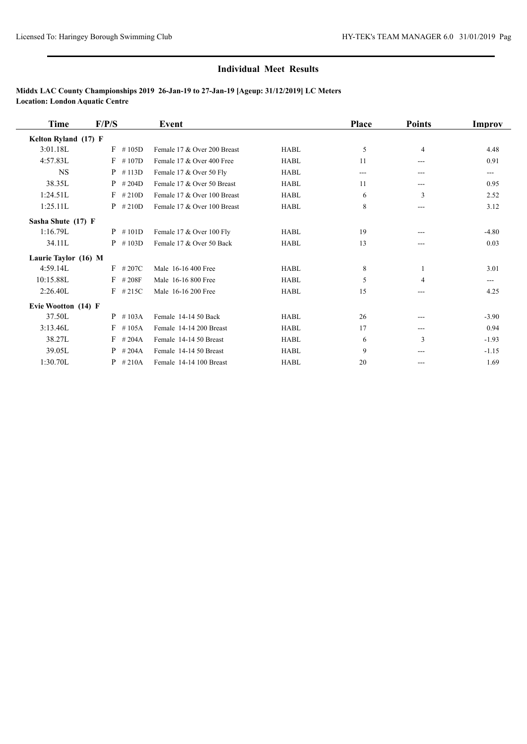## Individual Meet Results

**Middx LAC County Championships 2019 26-Jan-19 to 27-Jan-19 [Ageup: 31/12/2019] LC Meters**
**Location: London Aquatic Centre**

| Time | F/P/S | | Event | | Place | Points | Improv |
|---|---|---|---|---|---|---|---|
| **Kelton Ryland (17) F** | | | | | | | |
| 3:01.18L | F | # 105D | Female 17 & Over 200 Breast | HABL | 5 | 4 | 4.48 |
| 4:57.83L | F | # 107D | Female 17 & Over 400 Free | HABL | 11 | --- | 0.91 |
| NS | P | # 113D | Female 17 & Over 50 Fly | HABL | --- | --- | --- |
| 38.35L | P | # 204D | Female 17 & Over 50 Breast | HABL | 11 | --- | 0.95 |
| 1:24.51L | F | # 210D | Female 17 & Over 100 Breast | HABL | 6 | 3 | 2.52 |
| 1:25.11L | P | # 210D | Female 17 & Over 100 Breast | HABL | 8 | --- | 3.12 |
| **Sasha Shute (17) F** | | | | | | | |
| 1:16.79L | P | # 101D | Female 17 & Over 100 Fly | HABL | 19 | --- | -4.80 |
| 34.11L | P | # 103D | Female 17 & Over 50 Back | HABL | 13 | --- | 0.03 |
| **Laurie Taylor (16) M** | | | | | | | |
| 4:59.14L | F | # 207C | Male 16-16 400 Free | HABL | 8 | 1 | 3.01 |
| 10:15.88L | F | # 208F | Male 16-16 800 Free | HABL | 5 | 4 | --- |
| 2:26.40L | F | # 215C | Male 16-16 200 Free | HABL | 15 | --- | 4.25 |
| **Evie Wootton (14) F** | | | | | | | |
| 37.50L | P | # 103A | Female 14-14 50 Back | HABL | 26 | --- | -3.90 |
| 3:13.46L | F | # 105A | Female 14-14 200 Breast | HABL | 17 | --- | 0.94 |
| 38.27L | F | # 204A | Female 14-14 50 Breast | HABL | 6 | 3 | -1.93 |
| 39.05L | P | # 204A | Female 14-14 50 Breast | HABL | 9 | --- | -1.15 |
| 1:30.70L | P | # 210A | Female 14-14 100 Breast | HABL | 20 | --- | 1.69 |